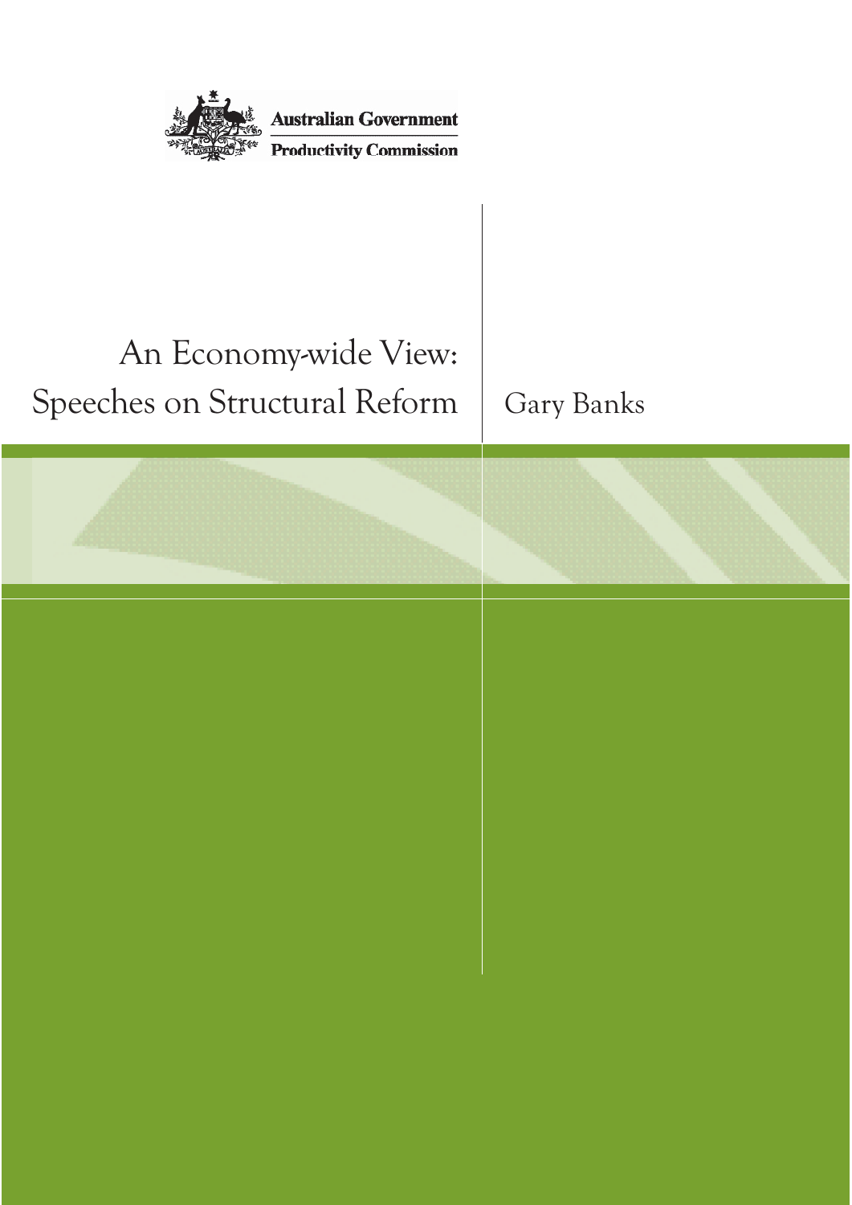Australian Government

Productivity Commission

# An Economy-wide View: Speeches on Structural Reform

Gary Banks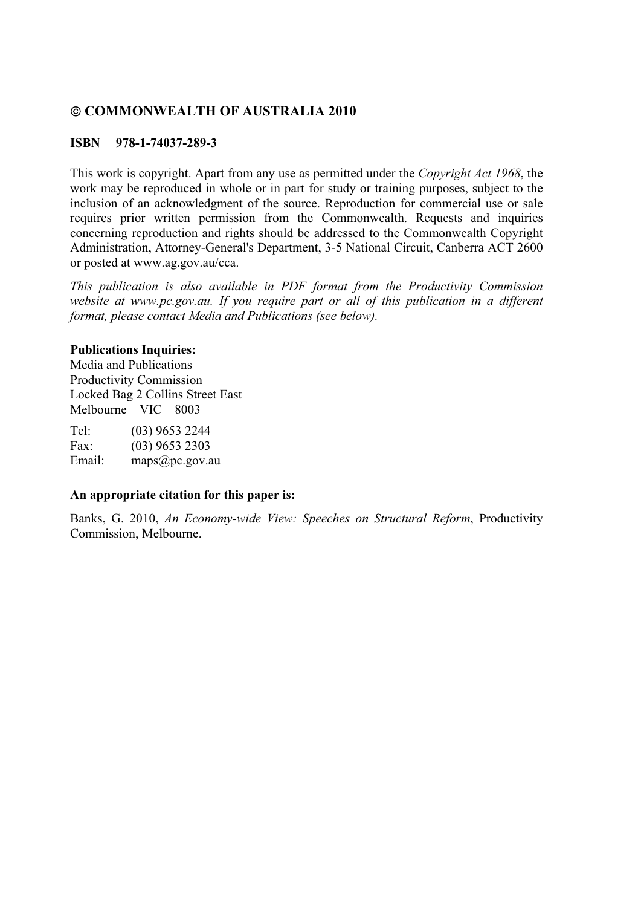**© COMMONWEALTH OF AUSTRALIA 2010**

**ISBN 978-1-74037-289-3**

This work is copyright. Apart from any use as permitted under the *Copyright Act 1968*, the work may be reproduced in whole or in part for study or training purposes, subject to the inclusion of an acknowledgment of the source. Reproduction for commercial use or sale requires prior written permission from the Commonwealth. Requests and inquiries concerning reproduction and rights should be addressed to the Commonwealth Copyright Administration, Attorney-General's Department, 3-5 National Circuit, Canberra ACT 2600 or posted at www.ag.gov.au/cca.

*This publication is also available in PDF format from the Productivity Commission website at www.pc.gov.au. If you require part or all of this publication in a different format, please contact Media and Publications (see below).*

**Publications Inquiries:**
Media and Publications
Productivity Commission
Locked Bag 2 Collins Street East
Melbourne VIC 8003

Tel: (03) 9653 2244
Fax: (03) 9653 2303
Email: maps@pc.gov.au

**An appropriate citation for this paper is:**

Banks, G. 2010, *An Economy-wide View: Speeches on Structural Reform*, Productivity Commission, Melbourne.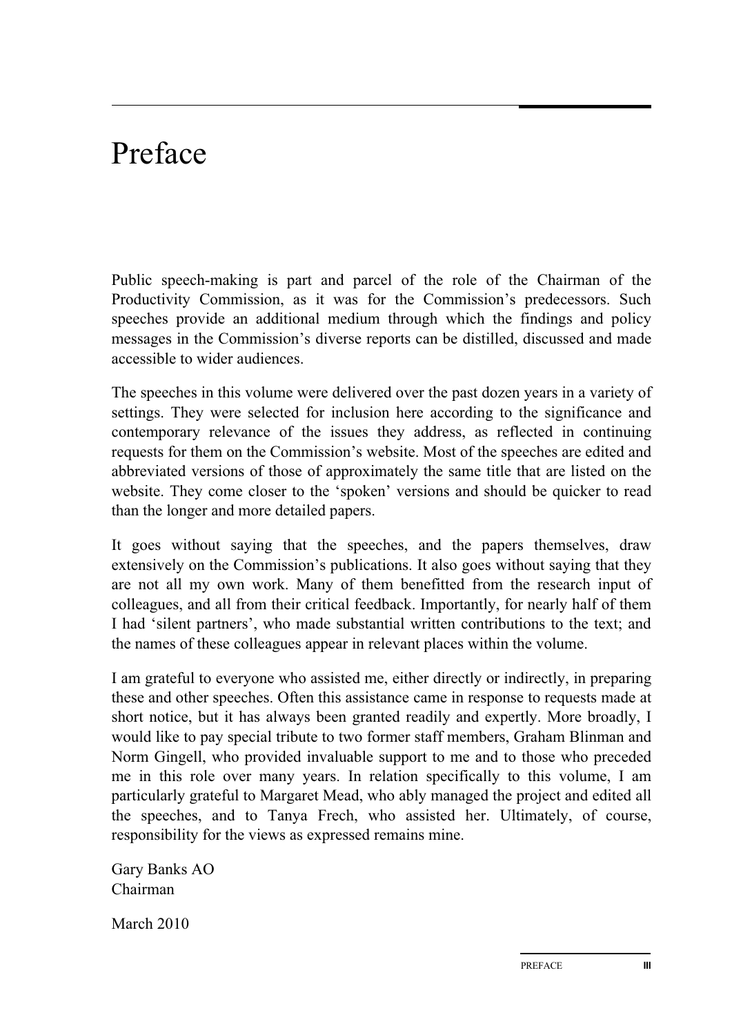# Preface

Public speech-making is part and parcel of the role of the Chairman of the Productivity Commission, as it was for the Commission's predecessors. Such speeches provide an additional medium through which the findings and policy messages in the Commission's diverse reports can be distilled, discussed and made accessible to wider audiences.

The speeches in this volume were delivered over the past dozen years in a variety of settings. They were selected for inclusion here according to the significance and contemporary relevance of the issues they address, as reflected in continuing requests for them on the Commission's website. Most of the speeches are edited and abbreviated versions of those of approximately the same title that are listed on the website. They come closer to the 'spoken' versions and should be quicker to read than the longer and more detailed papers.

It goes without saying that the speeches, and the papers themselves, draw extensively on the Commission's publications. It also goes without saying that they are not all my own work. Many of them benefitted from the research input of colleagues, and all from their critical feedback. Importantly, for nearly half of them I had 'silent partners', who made substantial written contributions to the text; and the names of these colleagues appear in relevant places within the volume.

I am grateful to everyone who assisted me, either directly or indirectly, in preparing these and other speeches. Often this assistance came in response to requests made at short notice, but it has always been granted readily and expertly. More broadly, I would like to pay special tribute to two former staff members, Graham Blinman and Norm Gingell, who provided invaluable support to me and to those who preceded me in this role over many years. In relation specifically to this volume, I am particularly grateful to Margaret Mead, who ably managed the project and edited all the speeches, and to Tanya Frech, who assisted her. Ultimately, of course, responsibility for the views as expressed remains mine.

Gary Banks AO
Chairman

March 2010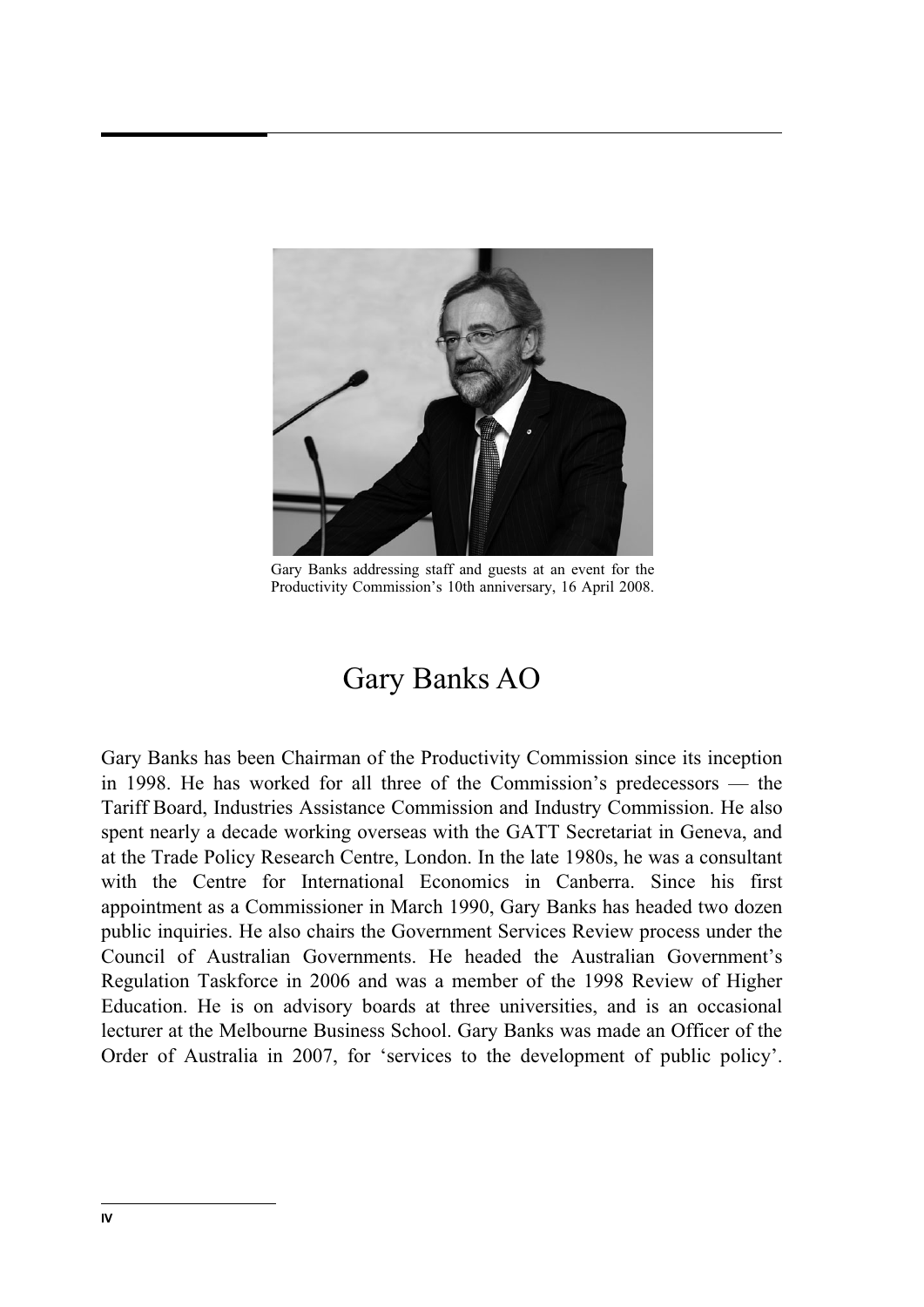Gary Banks addressing staff and guests at an event for the Productivity Commission's 10th anniversary, 16 April 2008.

# Gary Banks AO

Gary Banks has been Chairman of the Productivity Commission since its inception in 1998. He has worked for all three of the Commission's predecessors — the Tariff Board, Industries Assistance Commission and Industry Commission. He also spent nearly a decade working overseas with the GATT Secretariat in Geneva, and at the Trade Policy Research Centre, London. In the late 1980s, he was a consultant with the Centre for International Economics in Canberra. Since his first appointment as a Commissioner in March 1990, Gary Banks has headed two dozen public inquiries. He also chairs the Government Services Review process under the Council of Australian Governments. He headed the Australian Government's Regulation Taskforce in 2006 and was a member of the 1998 Review of Higher Education. He is on advisory boards at three universities, and is an occasional lecturer at the Melbourne Business School. Gary Banks was made an Officer of the Order of Australia in 2007, for 'services to the development of public policy'.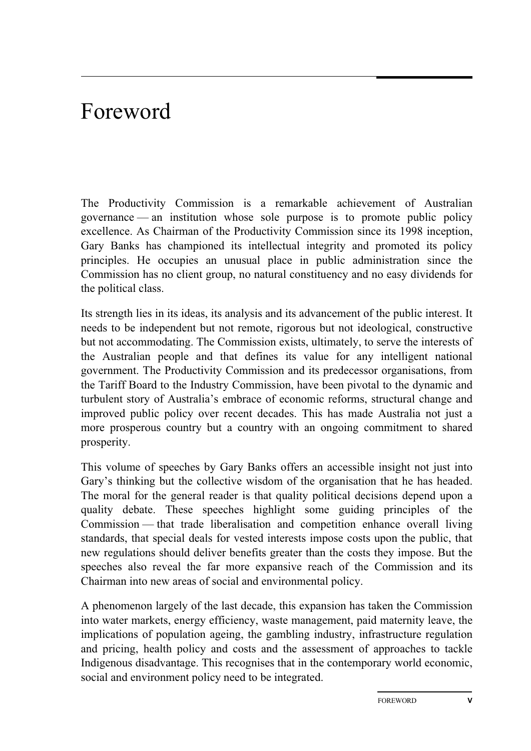# Foreword

The Productivity Commission is a remarkable achievement of Australian governance — an institution whose sole purpose is to promote public policy excellence. As Chairman of the Productivity Commission since its 1998 inception, Gary Banks has championed its intellectual integrity and promoted its policy principles. He occupies an unusual place in public administration since the Commission has no client group, no natural constituency and no easy dividends for the political class.

Its strength lies in its ideas, its analysis and its advancement of the public interest. It needs to be independent but not remote, rigorous but not ideological, constructive but not accommodating. The Commission exists, ultimately, to serve the interests of the Australian people and that defines its value for any intelligent national government. The Productivity Commission and its predecessor organisations, from the Tariff Board to the Industry Commission, have been pivotal to the dynamic and turbulent story of Australia's embrace of economic reforms, structural change and improved public policy over recent decades. This has made Australia not just a more prosperous country but a country with an ongoing commitment to shared prosperity.

This volume of speeches by Gary Banks offers an accessible insight not just into Gary's thinking but the collective wisdom of the organisation that he has headed. The moral for the general reader is that quality political decisions depend upon a quality debate. These speeches highlight some guiding principles of the Commission — that trade liberalisation and competition enhance overall living standards, that special deals for vested interests impose costs upon the public, that new regulations should deliver benefits greater than the costs they impose. But the speeches also reveal the far more expansive reach of the Commission and its Chairman into new areas of social and environmental policy.

A phenomenon largely of the last decade, this expansion has taken the Commission into water markets, energy efficiency, waste management, paid maternity leave, the implications of population ageing, the gambling industry, infrastructure regulation and pricing, health policy and costs and the assessment of approaches to tackle Indigenous disadvantage. This recognises that in the contemporary world economic, social and environment policy need to be integrated.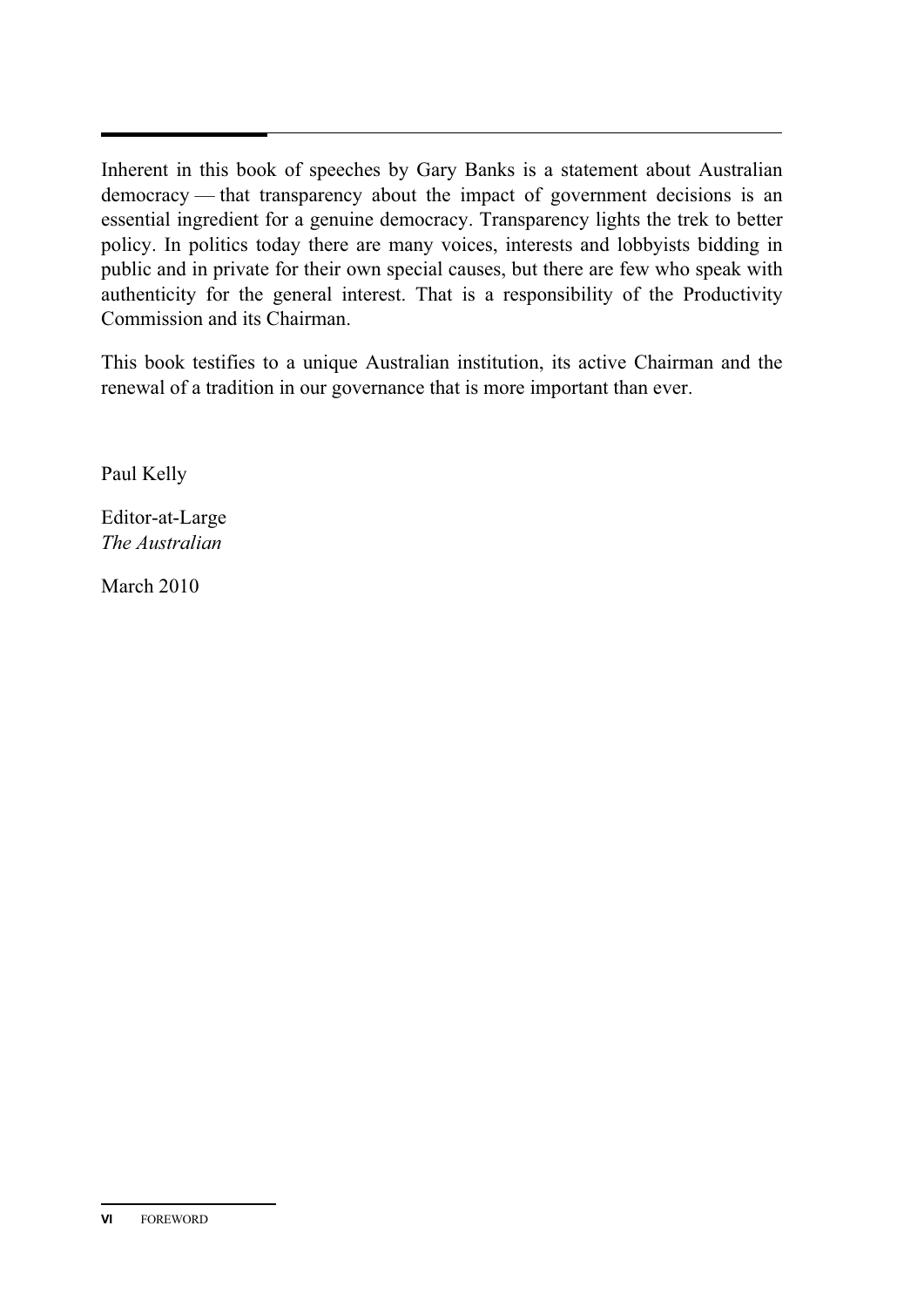Inherent in this book of speeches by Gary Banks is a statement about Australian democracy — that transparency about the impact of government decisions is an essential ingredient for a genuine democracy. Transparency lights the trek to better policy. In politics today there are many voices, interests and lobbyists bidding in public and in private for their own special causes, but there are few who speak with authenticity for the general interest. That is a responsibility of the Productivity Commission and its Chairman.

This book testifies to a unique Australian institution, its active Chairman and the renewal of a tradition in our governance that is more important than ever.

Paul Kelly

Editor-at-Large  
*The Australian*

March 2010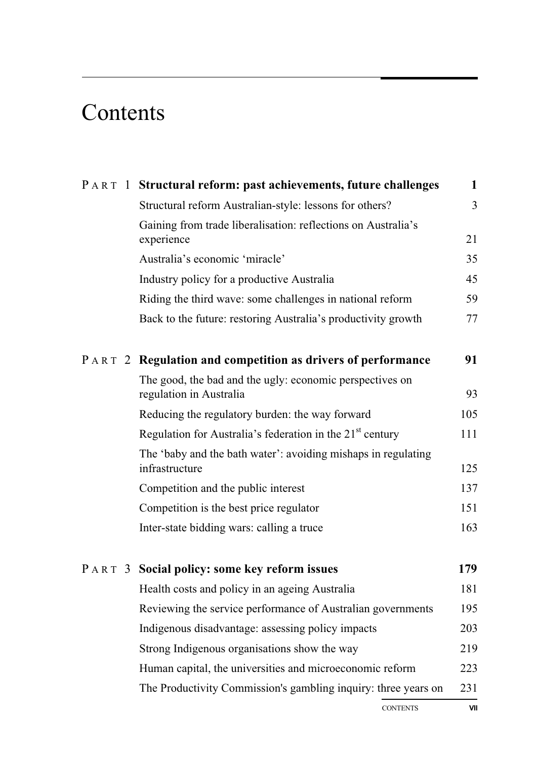# Contents

| | | |
|---|---|---|
| **PART 1** | **Structural reform: past achievements, future challenges** | **1** |
| | Structural reform Australian-style: lessons for others? | 3 |
| | Gaining from trade liberalisation: reflections on Australia's experience | 21 |
| | Australia's economic 'miracle' | 35 |
| | Industry policy for a productive Australia | 45 |
| | Riding the third wave: some challenges in national reform | 59 |
| | Back to the future: restoring Australia's productivity growth | 77 |
| **PART 2** | **Regulation and competition as drivers of performance** | **91** |
| | The good, the bad and the ugly: economic perspectives on regulation in Australia | 93 |
| | Reducing the regulatory burden: the way forward | 105 |
| | Regulation for Australia's federation in the 21st century | 111 |
| | The 'baby and the bath water': avoiding mishaps in regulating infrastructure | 125 |
| | Competition and the public interest | 137 |
| | Competition is the best price regulator | 151 |
| | Inter-state bidding wars: calling a truce | 163 |
| **PART 3** | **Social policy: some key reform issues** | **179** |
| | Health costs and policy in an ageing Australia | 181 |
| | Reviewing the service performance of Australian governments | 195 |
| | Indigenous disadvantage: assessing policy impacts | 203 |
| | Strong Indigenous organisations show the way | 219 |
| | Human capital, the universities and microeconomic reform | 223 |
| | The Productivity Commission's gambling inquiry: three years on | 231 |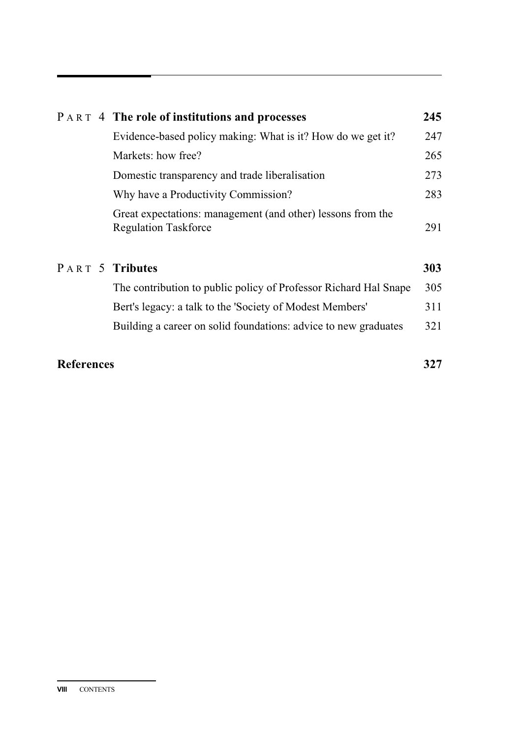| | | |
|---|---|---|
| PART 4 | **The role of institutions and processes** | **245** |
| | Evidence-based policy making: What is it? How do we get it? | 247 |
| | Markets: how free? | 265 |
| | Domestic transparency and trade liberalisation | 273 |
| | Why have a Productivity Commission? | 283 |
| | Great expectations: management (and other) lessons from the Regulation Taskforce | 291 |
| PART 5 | **Tributes** | **303** |
| | The contribution to public policy of Professor Richard Hal Snape | 305 |
| | Bert's legacy: a talk to the 'Society of Modest Members' | 311 |
| | Building a career on solid foundations: advice to new graduates | 321 |
| **References** | | **327** |